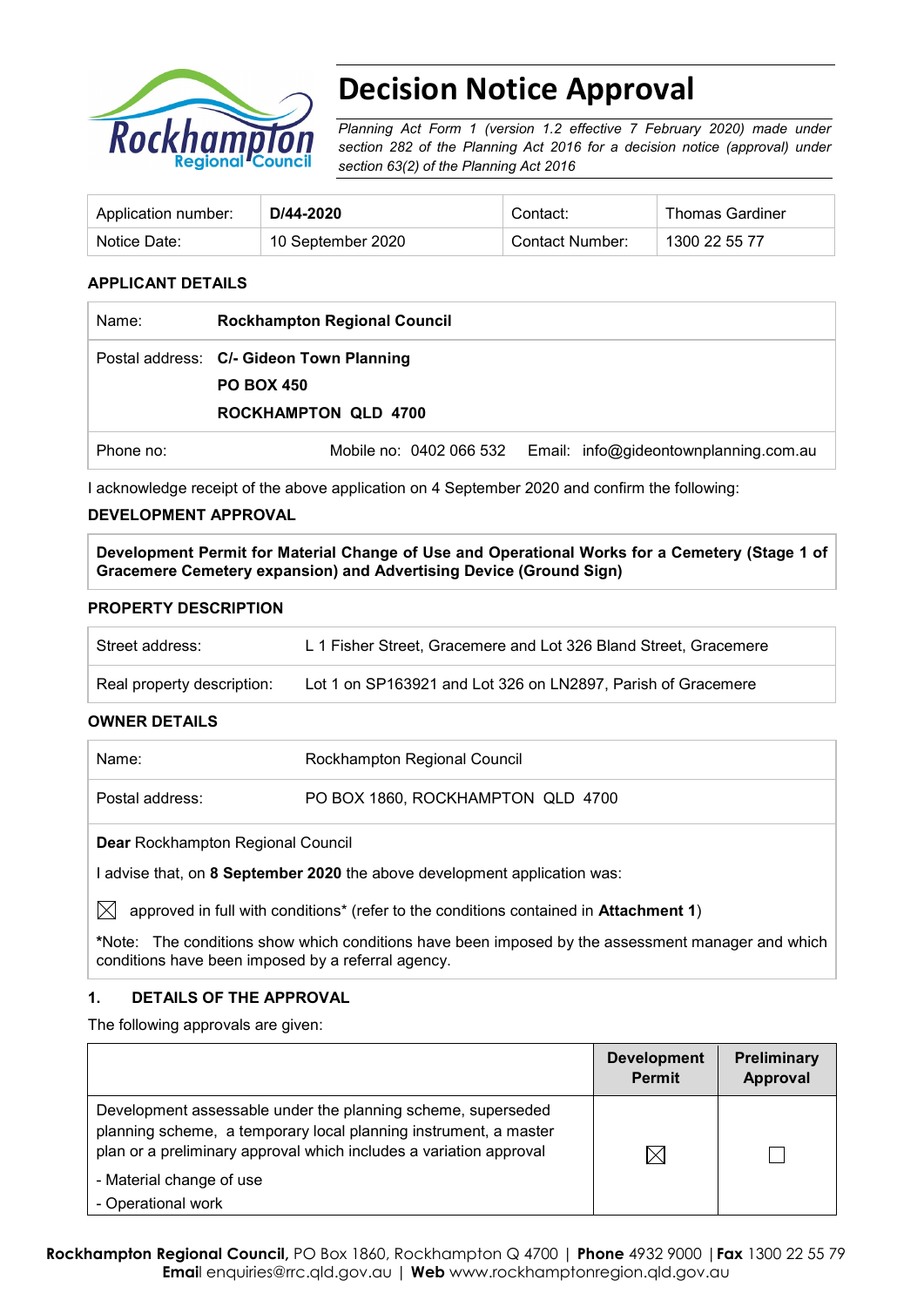# Decision Notice Approval

*Planning Act Form 1 (version 1.2 effective 7 February 2020) made under section 282 of the Planning Act 2016 for a decision notice (approval) under section 63(2) of the Planning Act 2016*

| Application number: | **D/44-2020** | Contact: | Thomas Gardiner |
|---|---|---|---|
| Notice Date: | 10 September 2020 | Contact Number: | 1300 22 55 77 |

## APPLICANT DETAILS

| | |
|---|---|
| Name: | **Rockhampton Regional Council** |
| Postal address: | **C/- Gideon Town Planning**<br>**PO BOX 450**<br>**ROCKHAMPTON QLD 4700** |
| Phone no: | Mobile no: 0402 066 532 Email: info@gideontownplanning.com.au |

I acknowledge receipt of the above application on 4 September 2020 and confirm the following:

## DEVELOPMENT APPROVAL

**Development Permit for Material Change of Use and Operational Works for a Cemetery (Stage 1 of Gracemere Cemetery expansion) and Advertising Device (Ground Sign)**

## PROPERTY DESCRIPTION

| | |
|---|---|
| Street address: | L 1 Fisher Street, Gracemere and Lot 326 Bland Street, Gracemere |
| Real property description: | Lot 1 on SP163921 and Lot 326 on LN2897, Parish of Gracemere |

## OWNER DETAILS

| | |
|---|---|
| Name: | Rockhampton Regional Council |
| Postal address: | PO BOX 1860, ROCKHAMPTON QLD 4700 |

**Dear** Rockhampton Regional Council

I advise that, on **8 September 2020** the above development application was:

☒ approved in full with conditions* (refer to the conditions contained in **Attachment 1**)

*Note: The conditions show which conditions have been imposed by the assessment manager and which conditions have been imposed by a referral agency.

## 1. DETAILS OF THE APPROVAL

The following approvals are given:

| | Development Permit | Preliminary Approval |
|---|---|---|
| Development assessable under the planning scheme, superseded planning scheme, a temporary local planning instrument, a master plan or a preliminary approval which includes a variation approval<br>- Material change of use<br>- Operational work | ☒ | ☐ |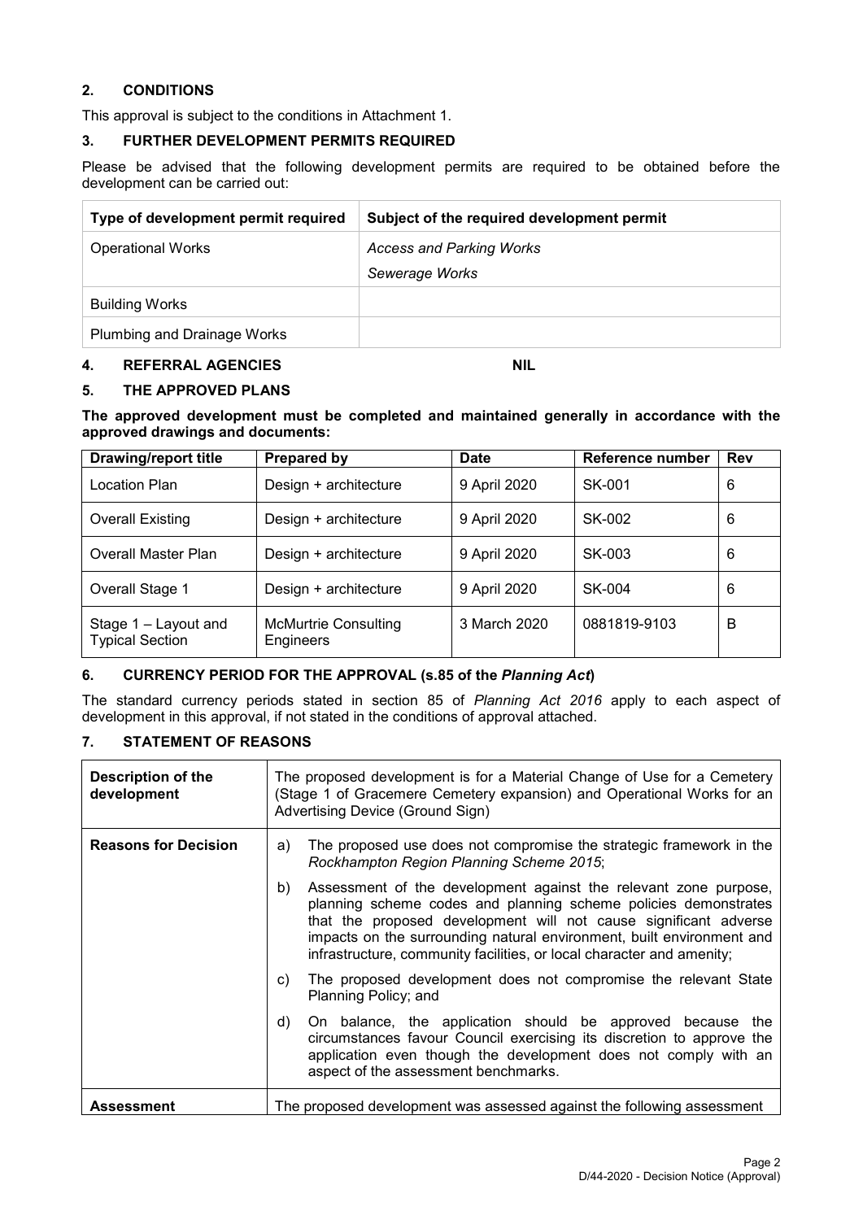## 2. CONDITIONS

This approval is subject to the conditions in Attachment 1.

## 3. FURTHER DEVELOPMENT PERMITS REQUIRED

Please be advised that the following development permits are required to be obtained before the development can be carried out:

| Type of development permit required | Subject of the required development permit |
|---|---|
| Operational Works | *Access and Parking Works*<br>*Sewerage Works* |
| Building Works | |
| Plumbing and Drainage Works | |

## 4. REFERRAL AGENCIES NIL

## 5. THE APPROVED PLANS

**The approved development must be completed and maintained generally in accordance with the approved drawings and documents:**

| Drawing/report title | Prepared by | Date | Reference number | Rev |
|---|---|---|---|---|
| Location Plan | Design + architecture | 9 April 2020 | SK-001 | 6 |
| Overall Existing | Design + architecture | 9 April 2020 | SK-002 | 6 |
| Overall Master Plan | Design + architecture | 9 April 2020 | SK-003 | 6 |
| Overall Stage 1 | Design + architecture | 9 April 2020 | SK-004 | 6 |
| Stage 1 – Layout and Typical Section | McMurtrie Consulting Engineers | 3 March 2020 | 0881819-9103 | B |

## 6. CURRENCY PERIOD FOR THE APPROVAL (s.85 of the *Planning Act*)

The standard currency periods stated in section 85 of *Planning Act 2016* apply to each aspect of development in this approval, if not stated in the conditions of approval attached.

## 7. STATEMENT OF REASONS

| | |
|---|---|
| **Description of the development** | The proposed development is for a Material Change of Use for a Cemetery (Stage 1 of Gracemere Cemetery expansion) and Operational Works for an Advertising Device (Ground Sign) |
| **Reasons for Decision** | a) The proposed use does not compromise the strategic framework in the *Rockhampton Region Planning Scheme 2015*;<br>b) Assessment of the development against the relevant zone purpose, planning scheme codes and planning scheme policies demonstrates that the proposed development will not cause significant adverse impacts on the surrounding natural environment, built environment and infrastructure, community facilities, or local character and amenity;<br>c) The proposed development does not compromise the relevant State Planning Policy; and<br>d) On balance, the application should be approved because the circumstances favour Council exercising its discretion to approve the application even though the development does not comply with an aspect of the assessment benchmarks. |
| **Assessment** | The proposed development was assessed against the following assessment |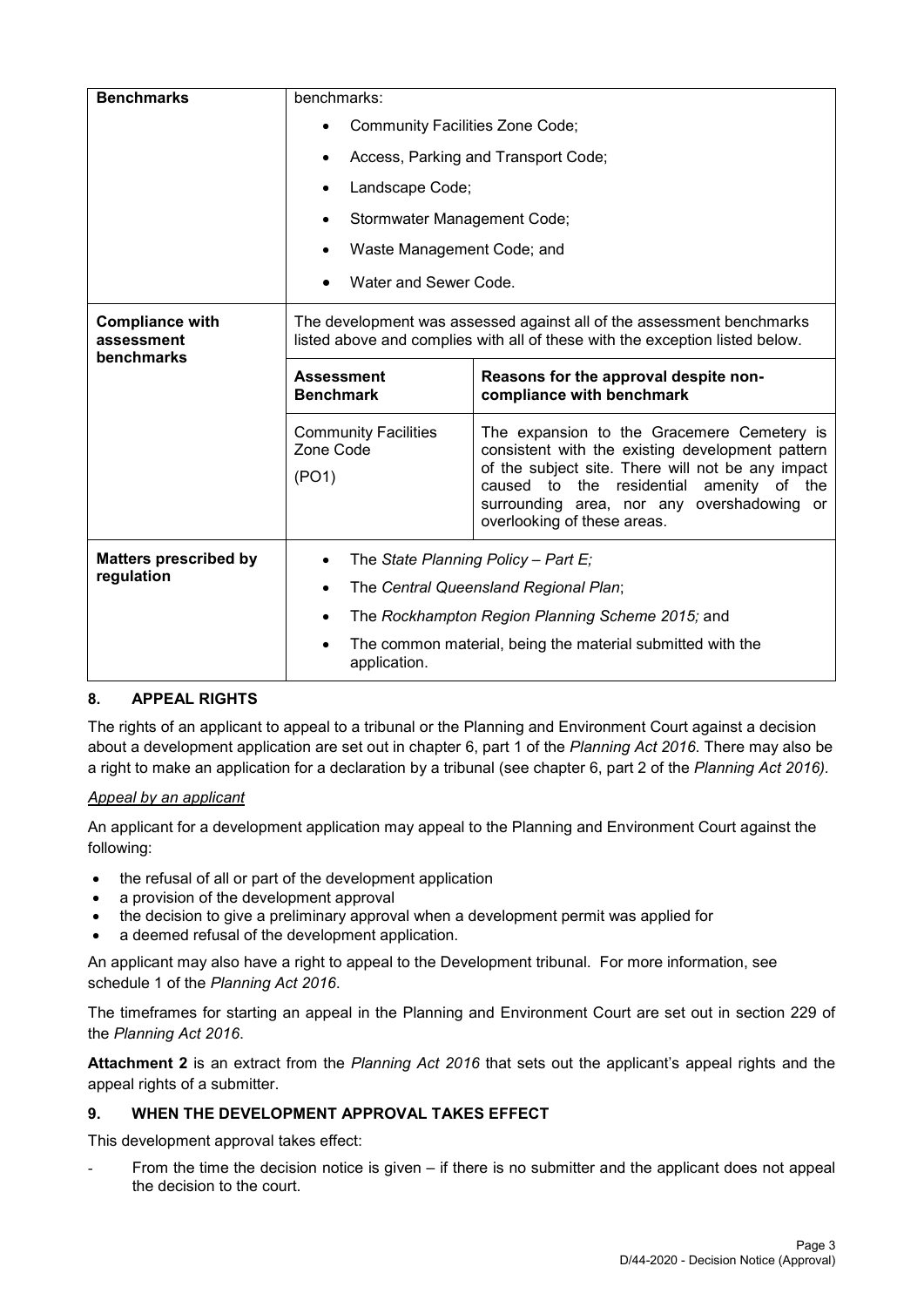| | | |
|---|---|---|
| **Benchmarks** | benchmarks:<br>• Community Facilities Zone Code;<br>• Access, Parking and Transport Code;<br>• Landscape Code;<br>• Stormwater Management Code;<br>• Waste Management Code; and<br>• Water and Sewer Code. | |
| **Compliance with assessment benchmarks** | The development was assessed against all of the assessment benchmarks listed above and complies with all of these with the exception listed below. | |
| | **Assessment Benchmark** | **Reasons for the approval despite non-compliance with benchmark** |
| | Community Facilities Zone Code<br>(PO1) | The expansion to the Gracemere Cemetery is consistent with the existing development pattern of the subject site. There will not be any impact caused to the residential amenity of the surrounding area, nor any overshadowing or overlooking of these areas. |
| **Matters prescribed by regulation** | • The *State Planning Policy – Part E;*<br>• The *Central Queensland Regional Plan*;<br>• The *Rockhampton Region Planning Scheme 2015;* and<br>• The common material, being the material submitted with the application. | |

## 8. APPEAL RIGHTS

The rights of an applicant to appeal to a tribunal or the Planning and Environment Court against a decision about a development application are set out in chapter 6, part 1 of the *Planning Act 2016*. There may also be a right to make an application for a declaration by a tribunal (see chapter 6, part 2 of the *Planning Act 2016).*

*Appeal by an applicant*

An applicant for a development application may appeal to the Planning and Environment Court against the following:

- the refusal of all or part of the development application
- a provision of the development approval
- the decision to give a preliminary approval when a development permit was applied for
- a deemed refusal of the development application.

An applicant may also have a right to appeal to the Development tribunal. For more information, see schedule 1 of the *Planning Act 2016*.

The timeframes for starting an appeal in the Planning and Environment Court are set out in section 229 of the *Planning Act 2016*.

**Attachment 2** is an extract from the *Planning Act 2016* that sets out the applicant's appeal rights and the appeal rights of a submitter.

## 9. WHEN THE DEVELOPMENT APPROVAL TAKES EFFECT

This development approval takes effect:

- From the time the decision notice is given – if there is no submitter and the applicant does not appeal the decision to the court.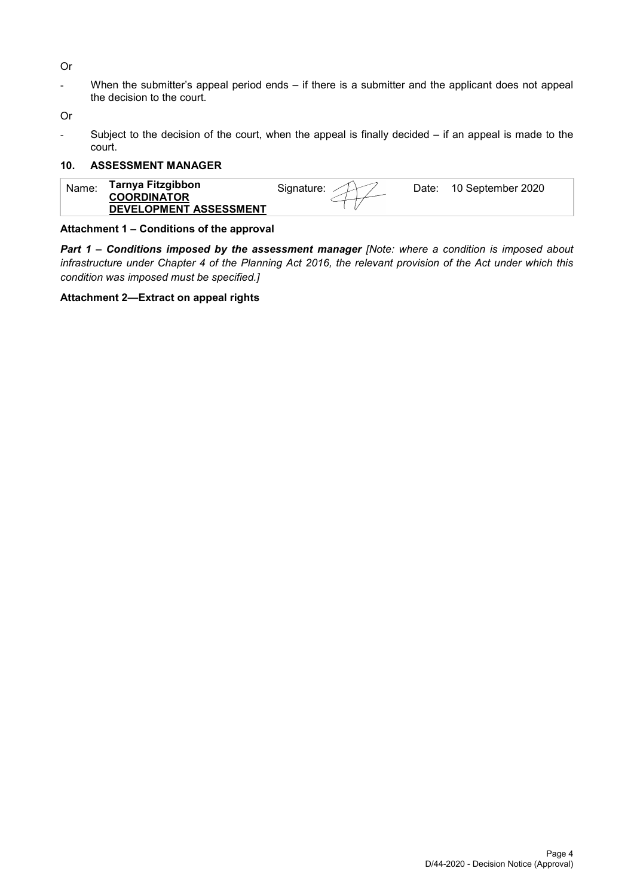Or

- When the submitter's appeal period ends – if there is a submitter and the applicant does not appeal the decision to the court.

Or

- Subject to the decision of the court, when the appeal is finally decided – if an appeal is made to the court.

## 10. ASSESSMENT MANAGER

| Name: | **Tarnya Fitzgibbon** **COORDINATOR** **DEVELOPMENT ASSESSMENT** | Signature: | | Date: | 10 September 2020 |
|---|---|---|---|---|---|

**Attachment 1 – Conditions of the approval**

***Part 1 – Conditions imposed by the assessment manager*** *[Note: where a condition is imposed about infrastructure under Chapter 4 of the Planning Act 2016, the relevant provision of the Act under which this condition was imposed must be specified.]*

**Attachment 2—Extract on appeal rights**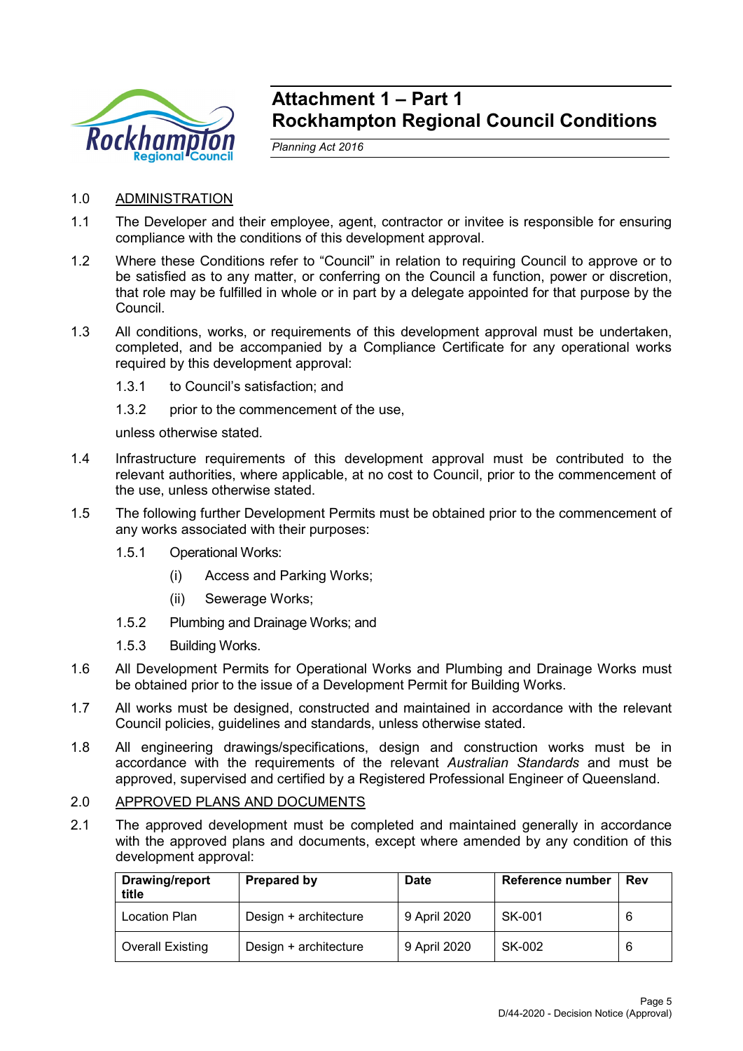# Attachment 1 – Part 1
# Rockhampton Regional Council Conditions

*Planning Act 2016*

1.0 ADMINISTRATION

1.1 The Developer and their employee, agent, contractor or invitee is responsible for ensuring compliance with the conditions of this development approval.

1.2 Where these Conditions refer to "Council" in relation to requiring Council to approve or to be satisfied as to any matter, or conferring on the Council a function, power or discretion, that role may be fulfilled in whole or in part by a delegate appointed for that purpose by the Council.

1.3 All conditions, works, or requirements of this development approval must be undertaken, completed, and be accompanied by a Compliance Certificate for any operational works required by this development approval:

1.3.1 to Council's satisfaction; and

1.3.2 prior to the commencement of the use,

unless otherwise stated.

1.4 Infrastructure requirements of this development approval must be contributed to the relevant authorities, where applicable, at no cost to Council, prior to the commencement of the use, unless otherwise stated.

1.5 The following further Development Permits must be obtained prior to the commencement of any works associated with their purposes:

1.5.1 Operational Works:

(i) Access and Parking Works;

(ii) Sewerage Works;

1.5.2 Plumbing and Drainage Works; and

1.5.3 Building Works.

1.6 All Development Permits for Operational Works and Plumbing and Drainage Works must be obtained prior to the issue of a Development Permit for Building Works.

1.7 All works must be designed, constructed and maintained in accordance with the relevant Council policies, guidelines and standards, unless otherwise stated.

1.8 All engineering drawings/specifications, design and construction works must be in accordance with the requirements of the relevant *Australian Standards* and must be approved, supervised and certified by a Registered Professional Engineer of Queensland.

2.0 APPROVED PLANS AND DOCUMENTS

2.1 The approved development must be completed and maintained generally in accordance with the approved plans and documents, except where amended by any condition of this development approval:

| Drawing/report title | Prepared by | Date | Reference number | Rev |
|---|---|---|---|---|
| Location Plan | Design + architecture | 9 April 2020 | SK-001 | 6 |
| Overall Existing | Design + architecture | 9 April 2020 | SK-002 | 6 |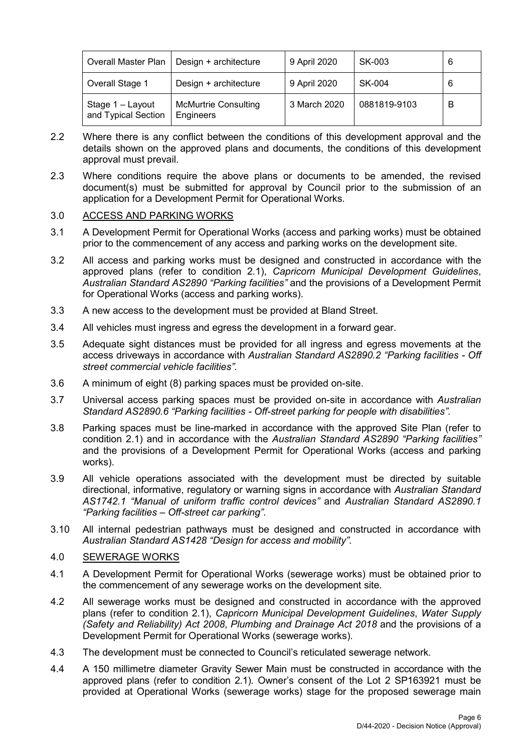| Overall Master Plan | Design + architecture | 9 April 2020 | SK-003 | 6 |
|---|---|---|---|---|
| Overall Stage 1 | Design + architecture | 9 April 2020 | SK-004 | 6 |
| Stage 1 – Layout and Typical Section | McMurtrie Consulting Engineers | 3 March 2020 | 0881819-9103 | B |

2.2 Where there is any conflict between the conditions of this development approval and the details shown on the approved plans and documents, the conditions of this development approval must prevail.

2.3 Where conditions require the above plans or documents to be amended, the revised document(s) must be submitted for approval by Council prior to the submission of an application for a Development Permit for Operational Works.

3.0 ACCESS AND PARKING WORKS

3.1 A Development Permit for Operational Works (access and parking works) must be obtained prior to the commencement of any access and parking works on the development site.

3.2 All access and parking works must be designed and constructed in accordance with the approved plans (refer to condition 2.1), *Capricorn Municipal Development Guidelines*, *Australian Standard AS2890 "Parking facilities"* and the provisions of a Development Permit for Operational Works (access and parking works).

3.3 A new access to the development must be provided at Bland Street.

3.4 All vehicles must ingress and egress the development in a forward gear.

3.5 Adequate sight distances must be provided for all ingress and egress movements at the access driveways in accordance with *Australian Standard AS2890.2 "Parking facilities - Off street commercial vehicle facilities".*

3.6 A minimum of eight (8) parking spaces must be provided on-site.

3.7 Universal access parking spaces must be provided on-site in accordance with *Australian Standard AS2890.6 "Parking facilities - Off-street parking for people with disabilities".*

3.8 Parking spaces must be line-marked in accordance with the approved Site Plan (refer to condition 2.1) and in accordance with the *Australian Standard AS2890 "Parking facilities"* and the provisions of a Development Permit for Operational Works (access and parking works).

3.9 All vehicle operations associated with the development must be directed by suitable directional, informative, regulatory or warning signs in accordance with *Australian Standard AS1742.1 "Manual of uniform traffic control devices"* and *Australian Standard AS2890.1 "Parking facilities – Off-street car parking"*.

3.10 All internal pedestrian pathways must be designed and constructed in accordance with *Australian Standard AS1428 "Design for access and mobility".*

4.0 SEWERAGE WORKS

4.1 A Development Permit for Operational Works (sewerage works) must be obtained prior to the commencement of any sewerage works on the development site.

4.2 All sewerage works must be designed and constructed in accordance with the approved plans (refer to condition 2.1), *Capricorn Municipal Development Guidelines*, *Water Supply (Safety and Reliability) Act 2008*, *Plumbing and Drainage Act 2018* and the provisions of a Development Permit for Operational Works (sewerage works).

4.3 The development must be connected to Council's reticulated sewerage network.

4.4 A 150 millimetre diameter Gravity Sewer Main must be constructed in accordance with the approved plans (refer to condition 2.1). Owner's consent of the Lot 2 SP163921 must be provided at Operational Works (sewerage works) stage for the proposed sewerage main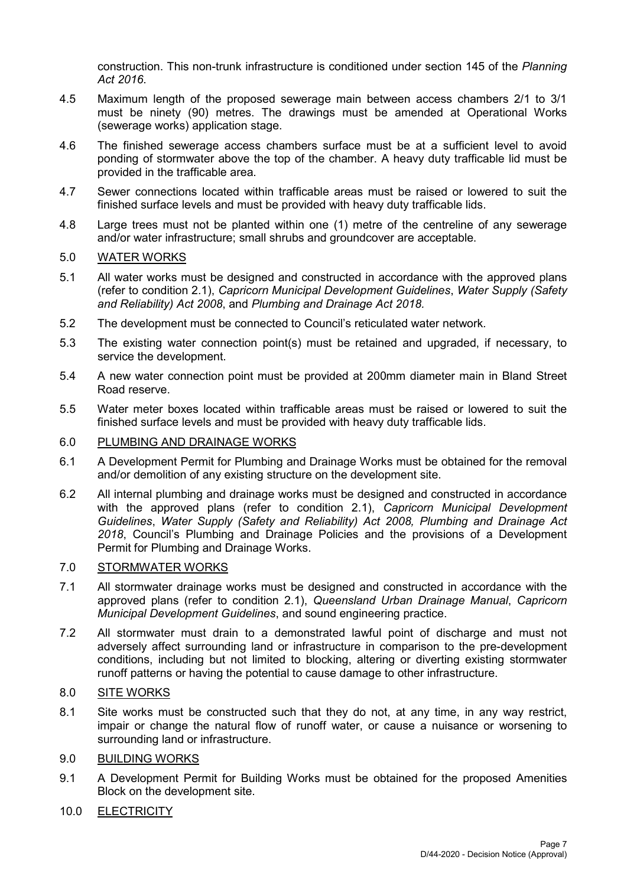construction. This non-trunk infrastructure is conditioned under section 145 of the *Planning Act 2016*.

4.5 Maximum length of the proposed sewerage main between access chambers 2/1 to 3/1 must be ninety (90) metres. The drawings must be amended at Operational Works (sewerage works) application stage.

4.6 The finished sewerage access chambers surface must be at a sufficient level to avoid ponding of stormwater above the top of the chamber. A heavy duty trafficable lid must be provided in the trafficable area.

4.7 Sewer connections located within trafficable areas must be raised or lowered to suit the finished surface levels and must be provided with heavy duty trafficable lids.

4.8 Large trees must not be planted within one (1) metre of the centreline of any sewerage and/or water infrastructure; small shrubs and groundcover are acceptable.

5.0 <u>WATER WORKS</u>

5.1 All water works must be designed and constructed in accordance with the approved plans (refer to condition 2.1), *Capricorn Municipal Development Guidelines*, *Water Supply (Safety and Reliability) Act 2008*, and *Plumbing and Drainage Act 2018.*

5.2 The development must be connected to Council's reticulated water network.

5.3 The existing water connection point(s) must be retained and upgraded, if necessary, to service the development.

5.4 A new water connection point must be provided at 200mm diameter main in Bland Street Road reserve.

5.5 Water meter boxes located within trafficable areas must be raised or lowered to suit the finished surface levels and must be provided with heavy duty trafficable lids.

6.0 <u>PLUMBING AND DRAINAGE WORKS</u>

6.1 A Development Permit for Plumbing and Drainage Works must be obtained for the removal and/or demolition of any existing structure on the development site.

6.2 All internal plumbing and drainage works must be designed and constructed in accordance with the approved plans (refer to condition 2.1), *Capricorn Municipal Development Guidelines*, *Water Supply (Safety and Reliability) Act 2008, Plumbing and Drainage Act 2018*, Council's Plumbing and Drainage Policies and the provisions of a Development Permit for Plumbing and Drainage Works.

7.0 <u>STORMWATER WORKS</u>

7.1 All stormwater drainage works must be designed and constructed in accordance with the approved plans (refer to condition 2.1), *Queensland Urban Drainage Manual*, *Capricorn Municipal Development Guidelines*, and sound engineering practice.

7.2 All stormwater must drain to a demonstrated lawful point of discharge and must not adversely affect surrounding land or infrastructure in comparison to the pre-development conditions, including but not limited to blocking, altering or diverting existing stormwater runoff patterns or having the potential to cause damage to other infrastructure.

8.0 <u>SITE WORKS</u>

8.1 Site works must be constructed such that they do not, at any time, in any way restrict, impair or change the natural flow of runoff water, or cause a nuisance or worsening to surrounding land or infrastructure.

9.0 <u>BUILDING WORKS</u>

9.1 A Development Permit for Building Works must be obtained for the proposed Amenities Block on the development site.

10.0 <u>ELECTRICITY</u>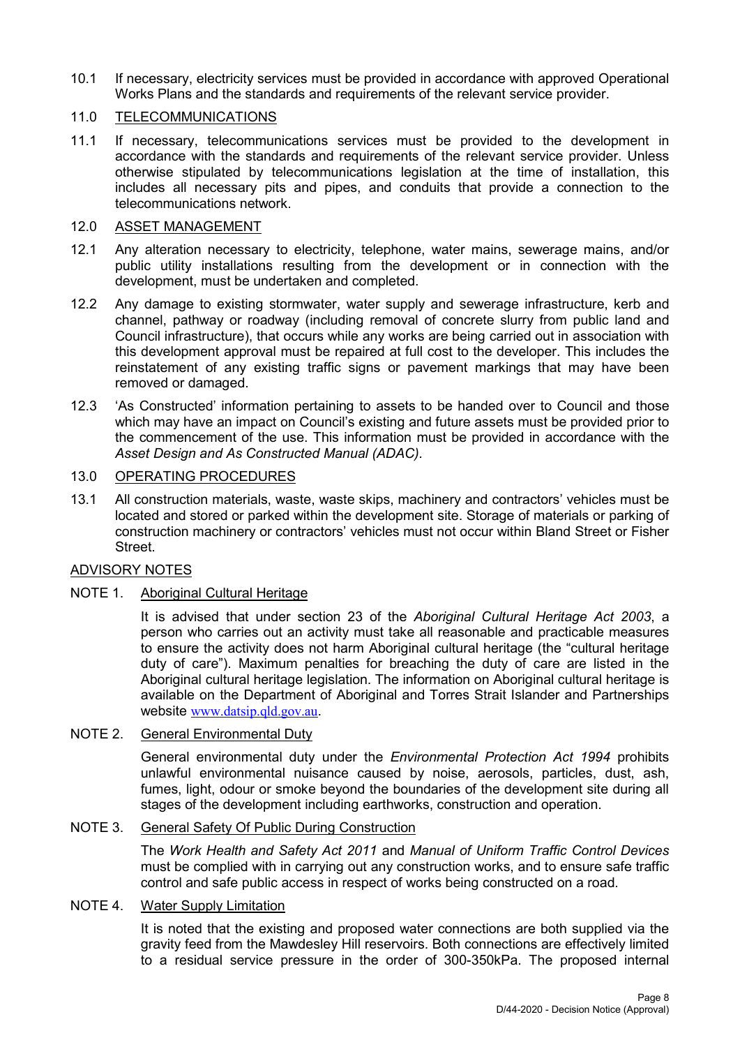10.1 If necessary, electricity services must be provided in accordance with approved Operational Works Plans and the standards and requirements of the relevant service provider.

## 11.0 TELECOMMUNICATIONS

11.1 If necessary, telecommunications services must be provided to the development in accordance with the standards and requirements of the relevant service provider. Unless otherwise stipulated by telecommunications legislation at the time of installation, this includes all necessary pits and pipes, and conduits that provide a connection to the telecommunications network.

## 12.0 ASSET MANAGEMENT

12.1 Any alteration necessary to electricity, telephone, water mains, sewerage mains, and/or public utility installations resulting from the development or in connection with the development, must be undertaken and completed.

12.2 Any damage to existing stormwater, water supply and sewerage infrastructure, kerb and channel, pathway or roadway (including removal of concrete slurry from public land and Council infrastructure), that occurs while any works are being carried out in association with this development approval must be repaired at full cost to the developer. This includes the reinstatement of any existing traffic signs or pavement markings that may have been removed or damaged.

12.3 'As Constructed' information pertaining to assets to be handed over to Council and those which may have an impact on Council's existing and future assets must be provided prior to the commencement of the use. This information must be provided in accordance with the *Asset Design and As Constructed Manual (ADAC).*

## 13.0 OPERATING PROCEDURES

13.1 All construction materials, waste, waste skips, machinery and contractors' vehicles must be located and stored or parked within the development site. Storage of materials or parking of construction machinery or contractors' vehicles must not occur within Bland Street or Fisher Street.

## ADVISORY NOTES

### NOTE 1. Aboriginal Cultural Heritage

It is advised that under section 23 of the *Aboriginal Cultural Heritage Act 2003*, a person who carries out an activity must take all reasonable and practicable measures to ensure the activity does not harm Aboriginal cultural heritage (the "cultural heritage duty of care"). Maximum penalties for breaching the duty of care are listed in the Aboriginal cultural heritage legislation. The information on Aboriginal cultural heritage is available on the Department of Aboriginal and Torres Strait Islander and Partnerships website www.datsip.qld.gov.au.

### NOTE 2. General Environmental Duty

General environmental duty under the *Environmental Protection Act 1994* prohibits unlawful environmental nuisance caused by noise, aerosols, particles, dust, ash, fumes, light, odour or smoke beyond the boundaries of the development site during all stages of the development including earthworks, construction and operation.

### NOTE 3. General Safety Of Public During Construction

The *Work Health and Safety Act 2011* and *Manual of Uniform Traffic Control Devices* must be complied with in carrying out any construction works, and to ensure safe traffic control and safe public access in respect of works being constructed on a road.

### NOTE 4. Water Supply Limitation

It is noted that the existing and proposed water connections are both supplied via the gravity feed from the Mawdesley Hill reservoirs. Both connections are effectively limited to a residual service pressure in the order of 300-350kPa. The proposed internal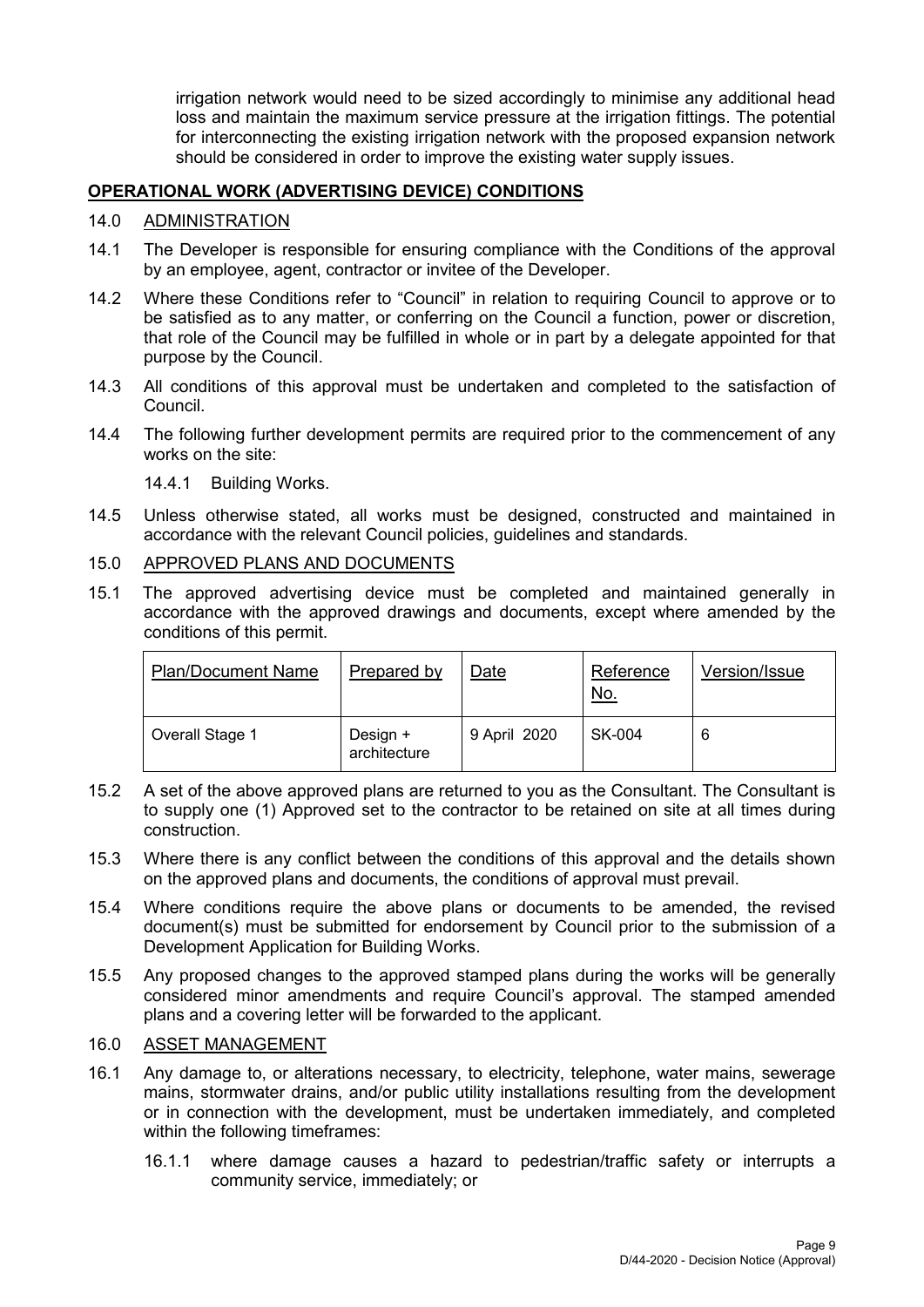irrigation network would need to be sized accordingly to minimise any additional head loss and maintain the maximum service pressure at the irrigation fittings. The potential for interconnecting the existing irrigation network with the proposed expansion network should be considered in order to improve the existing water supply issues.

## OPERATIONAL WORK (ADVERTISING DEVICE) CONDITIONS

14.0 ADMINISTRATION

14.1 The Developer is responsible for ensuring compliance with the Conditions of the approval by an employee, agent, contractor or invitee of the Developer.

14.2 Where these Conditions refer to "Council" in relation to requiring Council to approve or to be satisfied as to any matter, or conferring on the Council a function, power or discretion, that role of the Council may be fulfilled in whole or in part by a delegate appointed for that purpose by the Council.

14.3 All conditions of this approval must be undertaken and completed to the satisfaction of Council.

14.4 The following further development permits are required prior to the commencement of any works on the site:

14.4.1 Building Works.

14.5 Unless otherwise stated, all works must be designed, constructed and maintained in accordance with the relevant Council policies, guidelines and standards.

15.0 APPROVED PLANS AND DOCUMENTS

15.1 The approved advertising device must be completed and maintained generally in accordance with the approved drawings and documents, except where amended by the conditions of this permit.

| Plan/Document Name | Prepared by | Date | Reference No. | Version/Issue |
|---|---|---|---|---|
| Overall Stage 1 | Design + architecture | 9 April 2020 | SK-004 | 6 |

15.2 A set of the above approved plans are returned to you as the Consultant. The Consultant is to supply one (1) Approved set to the contractor to be retained on site at all times during construction.

15.3 Where there is any conflict between the conditions of this approval and the details shown on the approved plans and documents, the conditions of approval must prevail.

15.4 Where conditions require the above plans or documents to be amended, the revised document(s) must be submitted for endorsement by Council prior to the submission of a Development Application for Building Works.

15.5 Any proposed changes to the approved stamped plans during the works will be generally considered minor amendments and require Council's approval. The stamped amended plans and a covering letter will be forwarded to the applicant.

16.0 ASSET MANAGEMENT

16.1 Any damage to, or alterations necessary, to electricity, telephone, water mains, sewerage mains, stormwater drains, and/or public utility installations resulting from the development or in connection with the development, must be undertaken immediately, and completed within the following timeframes:

16.1.1 where damage causes a hazard to pedestrian/traffic safety or interrupts a community service, immediately; or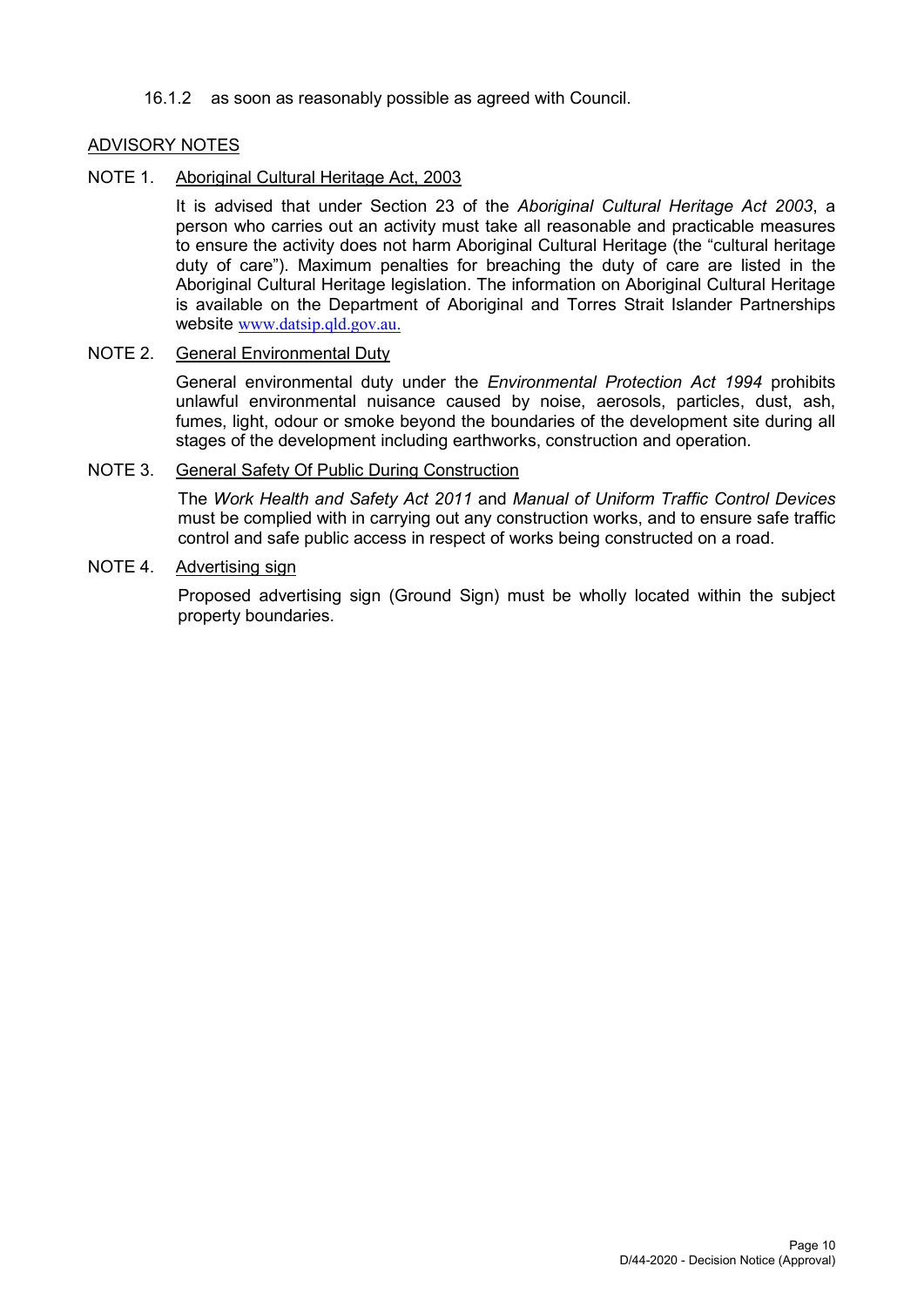16.1.2 as soon as reasonably possible as agreed with Council.

## ADVISORY NOTES

NOTE 1. Aboriginal Cultural Heritage Act, 2003

It is advised that under Section 23 of the *Aboriginal Cultural Heritage Act 2003*, a person who carries out an activity must take all reasonable and practicable measures to ensure the activity does not harm Aboriginal Cultural Heritage (the "cultural heritage duty of care"). Maximum penalties for breaching the duty of care are listed in the Aboriginal Cultural Heritage legislation. The information on Aboriginal Cultural Heritage is available on the Department of Aboriginal and Torres Strait Islander Partnerships website www.datsip.qld.gov.au.

NOTE 2. General Environmental Duty

General environmental duty under the *Environmental Protection Act 1994* prohibits unlawful environmental nuisance caused by noise, aerosols, particles, dust, ash, fumes, light, odour or smoke beyond the boundaries of the development site during all stages of the development including earthworks, construction and operation.

NOTE 3. General Safety Of Public During Construction

The *Work Health and Safety Act 2011* and *Manual of Uniform Traffic Control Devices* must be complied with in carrying out any construction works, and to ensure safe traffic control and safe public access in respect of works being constructed on a road.

NOTE 4. Advertising sign

Proposed advertising sign (Ground Sign) must be wholly located within the subject property boundaries.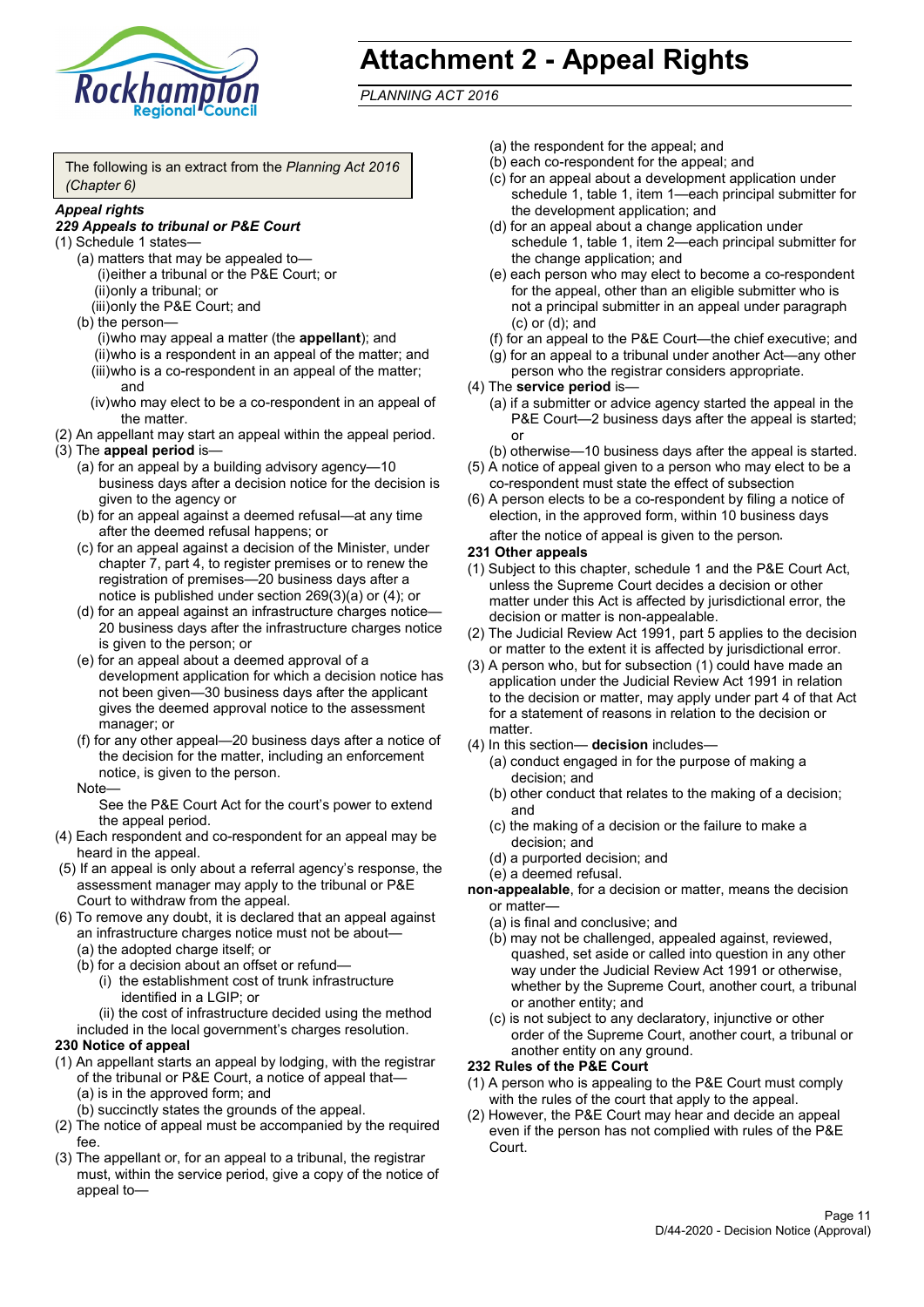# Attachment 2 - Appeal Rights

*PLANNING ACT 2016*

The following is an extract from the *Planning Act 2016 (Chapter 6)*

***Appeal rights***

***229 Appeals to tribunal or P&E Court***

(1) Schedule 1 states—
   (a) matters that may be appealed to—
      (i) either a tribunal or the P&E Court; or
      (ii) only a tribunal; or
      (iii) only the P&E Court; and
   (b) the person—
      (i) who may appeal a matter (the **appellant**); and
      (ii) who is a respondent in an appeal of the matter; and
      (iii) who is a co-respondent in an appeal of the matter; and
      (iv) who may elect to be a co-respondent in an appeal of the matter.

(2) An appellant may start an appeal within the appeal period.

(3) The **appeal period** is—
   (a) for an appeal by a building advisory agency—10 business days after a decision notice for the decision is given to the agency or
   (b) for an appeal against a deemed refusal—at any time after the deemed refusal happens; or
   (c) for an appeal against a decision of the Minister, under chapter 7, part 4, to register premises or to renew the registration of premises—20 business days after a notice is published under section 269(3)(a) or (4); or
   (d) for an appeal against an infrastructure charges notice—20 business days after the infrastructure charges notice is given to the person; or
   (e) for an appeal about a deemed approval of a development application for which a decision notice has not been given—30 business days after the applicant gives the deemed approval notice to the assessment manager; or
   (f) for any other appeal—20 business days after a notice of the decision for the matter, including an enforcement notice, is given to the person.

   Note—
   See the P&E Court Act for the court's power to extend the appeal period.

(4) Each respondent and co-respondent for an appeal may be heard in the appeal.

(5) If an appeal is only about a referral agency's response, the assessment manager may apply to the tribunal or P&E Court to withdraw from the appeal.

(6) To remove any doubt, it is declared that an appeal against an infrastructure charges notice must not be about—
   (a) the adopted charge itself; or
   (b) for a decision about an offset or refund—
      (i) the establishment cost of trunk infrastructure identified in a LGIP; or
      (ii) the cost of infrastructure decided using the method included in the local government's charges resolution.

**230 Notice of appeal**

(1) An appellant starts an appeal by lodging, with the registrar of the tribunal or P&E Court, a notice of appeal that—
   (a) is in the approved form; and
   (b) succinctly states the grounds of the appeal.

(2) The notice of appeal must be accompanied by the required fee.

(3) The appellant or, for an appeal to a tribunal, the registrar must, within the service period, give a copy of the notice of appeal to—
   (a) the respondent for the appeal; and
   (b) each co-respondent for the appeal; and
   (c) for an appeal about a development application under schedule 1, table 1, item 1—each principal submitter for the development application; and
   (d) for an appeal about a change application under schedule 1, table 1, item 2—each principal submitter for the change application; and
   (e) each person who may elect to become a co-respondent for the appeal, other than an eligible submitter who is not a principal submitter in an appeal under paragraph (c) or (d); and
   (f) for an appeal to the P&E Court—the chief executive; and
   (g) for an appeal to a tribunal under another Act—any other person who the registrar considers appropriate.

(4) The **service period** is—
   (a) if a submitter or advice agency started the appeal in the P&E Court—2 business days after the appeal is started; or
   (b) otherwise—10 business days after the appeal is started.

(5) A notice of appeal given to a person who may elect to be a co-respondent must state the effect of subsection

(6) A person elects to be a co-respondent by filing a notice of election, in the approved form, within 10 business days after the notice of appeal is given to the person.

**231 Other appeals**

(1) Subject to this chapter, schedule 1 and the P&E Court Act, unless the Supreme Court decides a decision or other matter under this Act is affected by jurisdictional error, the decision or matter is non-appealable.

(2) The Judicial Review Act 1991, part 5 applies to the decision or matter to the extent it is affected by jurisdictional error.

(3) A person who, but for subsection (1) could have made an application under the Judicial Review Act 1991 in relation to the decision or matter, may apply under part 4 of that Act for a statement of reasons in relation to the decision or matter.

(4) In this section— **decision** includes—
   (a) conduct engaged in for the purpose of making a decision; and
   (b) other conduct that relates to the making of a decision; and
   (c) the making of a decision or the failure to make a decision; and
   (d) a purported decision; and
   (e) a deemed refusal.

**non-appealable**, for a decision or matter, means the decision or matter—
   (a) is final and conclusive; and
   (b) may not be challenged, appealed against, reviewed, quashed, set aside or called into question in any other way under the Judicial Review Act 1991 or otherwise, whether by the Supreme Court, another court, a tribunal or another entity; and
   (c) is not subject to any declaratory, injunctive or other order of the Supreme Court, another court, a tribunal or another entity on any ground.

**232 Rules of the P&E Court**

(1) A person who is appealing to the P&E Court must comply with the rules of the court that apply to the appeal.

(2) However, the P&E Court may hear and decide an appeal even if the person has not complied with rules of the P&E Court.

D/44-2020 - Decision Notice (Approval)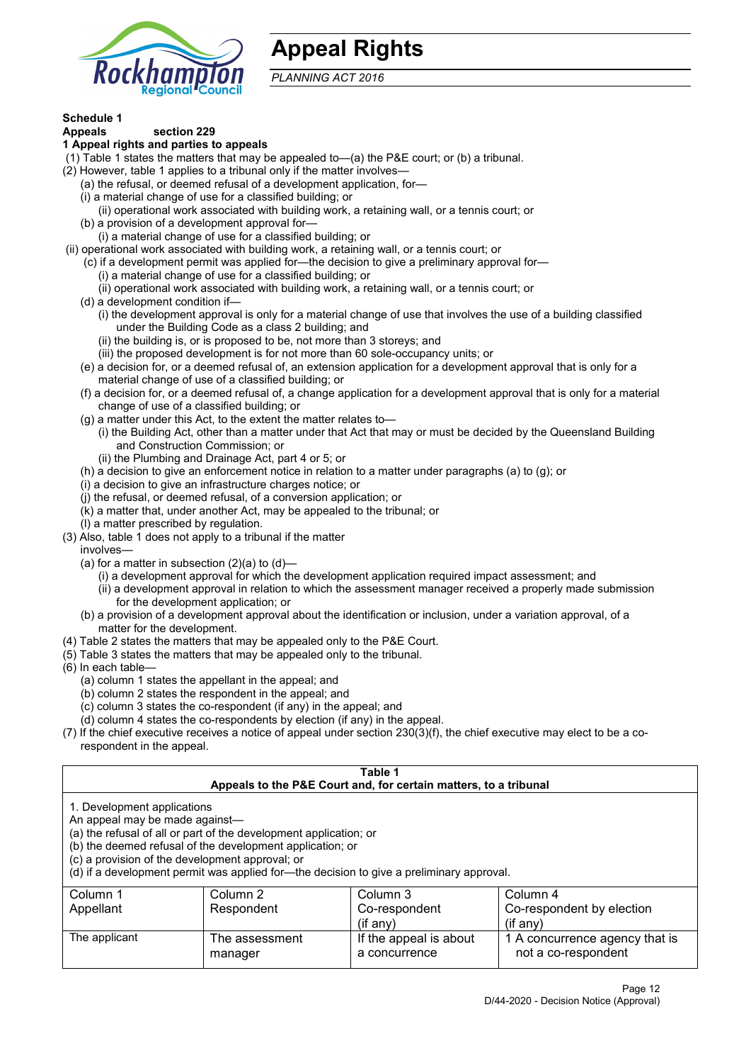# Appeal Rights

*PLANNING ACT 2016*

**Schedule 1**

**Appeals section 229**

**1 Appeal rights and parties to appeals**

(1) Table 1 states the matters that may be appealed to—(a) the P&E court; or (b) a tribunal.

(2) However, table 1 applies to a tribunal only if the matter involves—

- (a) the refusal, or deemed refusal of a development application, for—
  - (i) a material change of use for a classified building; or
  - (ii) operational work associated with building work, a retaining wall, or a tennis court; or
- (b) a provision of a development approval for—
  - (i) a material change of use for a classified building; or
  - (ii) operational work associated with building work, a retaining wall, or a tennis court; or
- (c) if a development permit was applied for—the decision to give a preliminary approval for—
  - (i) a material change of use for a classified building; or
  - (ii) operational work associated with building work, a retaining wall, or a tennis court; or
- (d) a development condition if—
  - (i) the development approval is only for a material change of use that involves the use of a building classified under the Building Code as a class 2 building; and
  - (ii) the building is, or is proposed to be, not more than 3 storeys; and
  - (iii) the proposed development is for not more than 60 sole-occupancy units; or
- (e) a decision for, or a deemed refusal of, an extension application for a development approval that is only for a material change of use of a classified building; or
- (f) a decision for, or a deemed refusal of, a change application for a development approval that is only for a material change of use of a classified building; or
- (g) a matter under this Act, to the extent the matter relates to—
  - (i) the Building Act, other than a matter under that Act that may or must be decided by the Queensland Building and Construction Commission; or
  - (ii) the Plumbing and Drainage Act, part 4 or 5; or
- (h) a decision to give an enforcement notice in relation to a matter under paragraphs (a) to (g); or
- (i) a decision to give an infrastructure charges notice; or
- (j) the refusal, or deemed refusal, of a conversion application; or
- (k) a matter that, under another Act, may be appealed to the tribunal; or
- (l) a matter prescribed by regulation.

(3) Also, table 1 does not apply to a tribunal if the matter involves—

- (a) for a matter in subsection (2)(a) to (d)—
  - (i) a development approval for which the development application required impact assessment; and
  - (ii) a development approval in relation to which the assessment manager received a properly made submission for the development application; or
- (b) a provision of a development approval about the identification or inclusion, under a variation approval, of a matter for the development.

(4) Table 2 states the matters that may be appealed only to the P&E Court.

(5) Table 3 states the matters that may be appealed only to the tribunal.

(6) In each table—

- (a) column 1 states the appellant in the appeal; and
- (b) column 2 states the respondent in the appeal; and
- (c) column 3 states the co-respondent (if any) in the appeal; and
- (d) column 4 states the co-respondents by election (if any) in the appeal.

(7) If the chief executive receives a notice of appeal under section 230(3)(f), the chief executive may elect to be a co-respondent in the appeal.

**Table 1**
**Appeals to the P&E Court and, for certain matters, to a tribunal**

1. Development applications
An appeal may be made against—
(a) the refusal of all or part of the development application; or
(b) the deemed refusal of the development application; or
(c) a provision of the development approval; or
(d) if a development permit was applied for—the decision to give a preliminary approval.

| Column 1<br>Appellant | Column 2<br>Respondent | Column 3<br>Co-respondent<br>(if any) | Column 4<br>Co-respondent by election<br>(if any) |
|---|---|---|---|
| The applicant | The assessment manager | If the appeal is about a concurrence | 1 A concurrence agency that is not a co-respondent |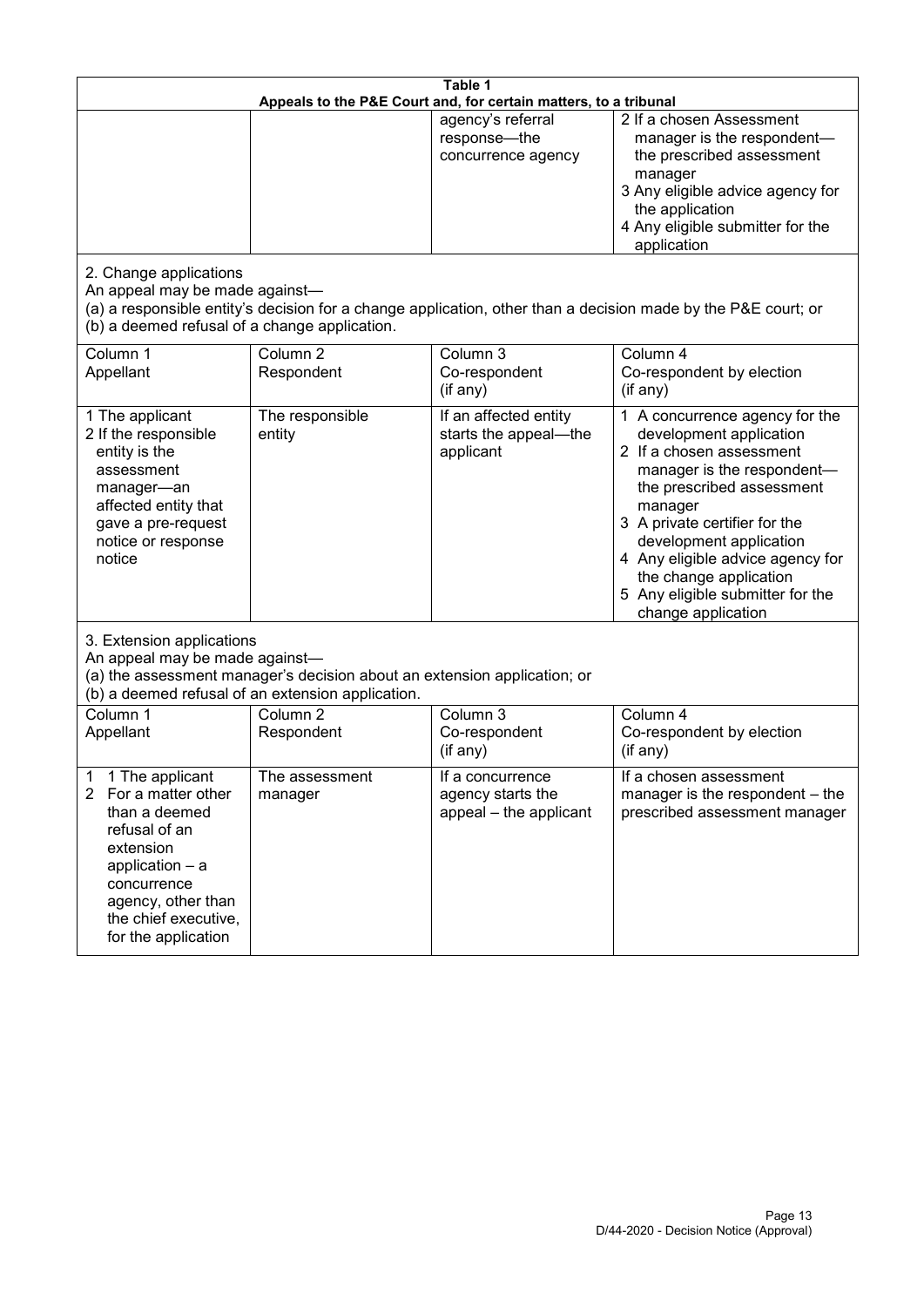**Table 1**
**Appeals to the P&E Court and, for certain matters, to a tribunal**

| | | | |
|---|---|---|---|
| | | agency's referral response—the concurrence agency | 2 If a chosen Assessment manager is the respondent—the prescribed assessment manager<br>3 Any eligible advice agency for the application<br>4 Any eligible submitter for the application |

2. Change applications

An appeal may be made against—

(a) a responsible entity's decision for a change application, other than a decision made by the P&E court; or

(b) a deemed refusal of a change application.

| Column 1<br>Appellant | Column 2<br>Respondent | Column 3<br>Co-respondent<br>(if any) | Column 4<br>Co-respondent by election<br>(if any) |
|---|---|---|---|
| 1 The applicant<br>2 If the responsible entity is the assessment manager—an affected entity that gave a pre-request notice or response notice | The responsible entity | If an affected entity starts the appeal—the applicant | 1 A concurrence agency for the development application<br>2 If a chosen assessment manager is the respondent—the prescribed assessment manager<br>3 A private certifier for the development application<br>4 Any eligible advice agency for the change application<br>5 Any eligible submitter for the change application |

3. Extension applications

An appeal may be made against—

(a) the assessment manager's decision about an extension application; or

(b) a deemed refusal of an extension application.

| Column 1<br>Appellant | Column 2<br>Respondent | Column 3<br>Co-respondent<br>(if any) | Column 4<br>Co-respondent by election<br>(if any) |
|---|---|---|---|
| 1 1 The applicant<br>2 For a matter other than a deemed refusal of an extension application – a concurrence agency, other than the chief executive, for the application | The assessment manager | If a concurrence agency starts the appeal – the applicant | If a chosen assessment manager is the respondent – the prescribed assessment manager |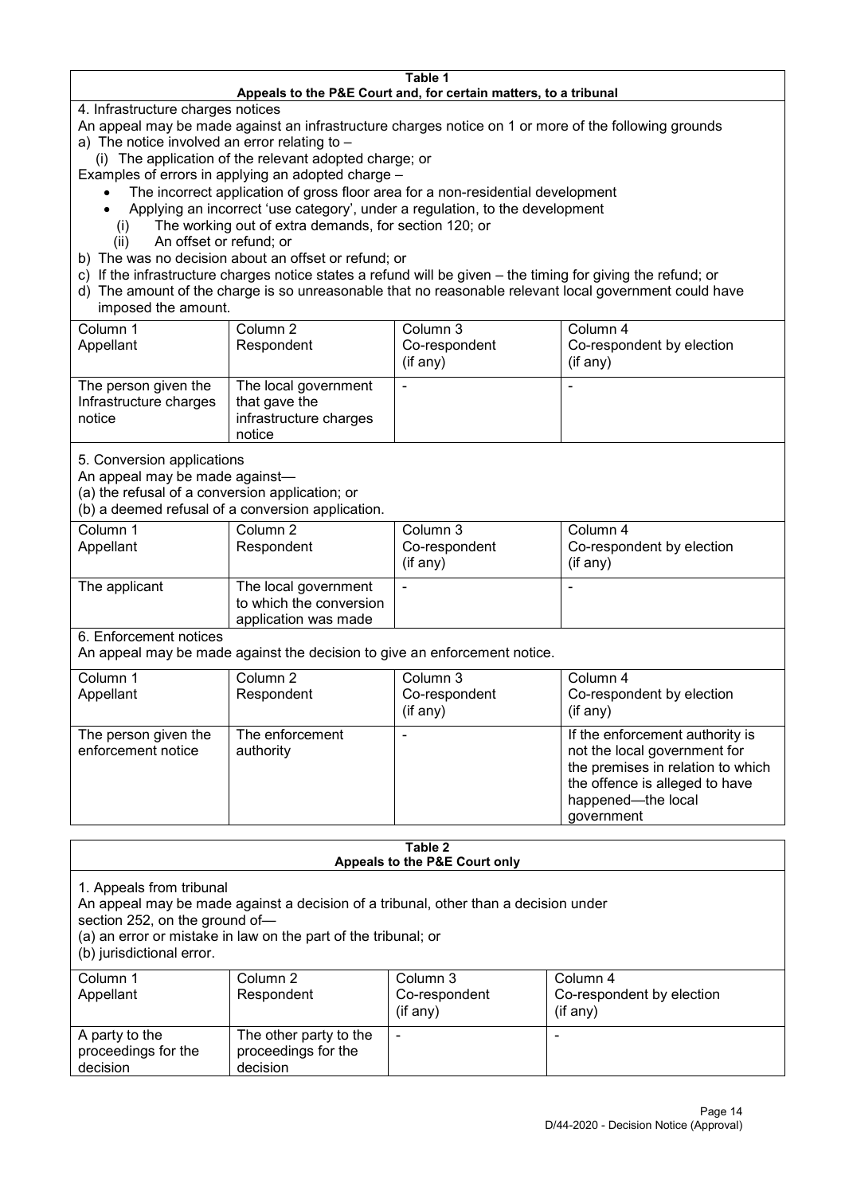**Table 1**
**Appeals to the P&E Court and, for certain matters, to a tribunal**

4. Infrastructure charges notices

An appeal may be made against an infrastructure charges notice on 1 or more of the following grounds

a) The notice involved an error relating to –

(i) The application of the relevant adopted charge; or

Examples of errors in applying an adopted charge –

- The incorrect application of gross floor area for a non-residential development
- Applying an incorrect 'use category', under a regulation, to the development

(i) The working out of extra demands, for section 120; or

(ii) An offset or refund; or

b) The was no decision about an offset or refund; or

c) If the infrastructure charges notice states a refund will be given – the timing for giving the refund; or

d) The amount of the charge is so unreasonable that no reasonable relevant local government could have imposed the amount.

| Column 1<br>Appellant | Column 2<br>Respondent | Column 3<br>Co-respondent<br>(if any) | Column 4<br>Co-respondent by election<br>(if any) |
|---|---|---|---|
| The person given the Infrastructure charges notice | The local government that gave the infrastructure charges notice | - | - |

5. Conversion applications

An appeal may be made against—

(a) the refusal of a conversion application; or

(b) a deemed refusal of a conversion application.

| Column 1<br>Appellant | Column 2<br>Respondent | Column 3<br>Co-respondent<br>(if any) | Column 4<br>Co-respondent by election<br>(if any) |
|---|---|---|---|
| The applicant | The local government to which the conversion application was made | - | - |

6. Enforcement notices

An appeal may be made against the decision to give an enforcement notice.

| Column 1<br>Appellant | Column 2<br>Respondent | Column 3<br>Co-respondent<br>(if any) | Column 4<br>Co-respondent by election<br>(if any) |
|---|---|---|---|
| The person given the enforcement notice | The enforcement authority | - | If the enforcement authority is not the local government for the premises in relation to which the offence is alleged to have happened—the local government |

**Table 2**
**Appeals to the P&E Court only**

1. Appeals from tribunal

An appeal may be made against a decision of a tribunal, other than a decision under section 252, on the ground of—

(a) an error or mistake in law on the part of the tribunal; or

(b) jurisdictional error.

| Column 1<br>Appellant | Column 2<br>Respondent | Column 3<br>Co-respondent<br>(if any) | Column 4<br>Co-respondent by election<br>(if any) |
|---|---|---|---|
| A party to the proceedings for the decision | The other party to the proceedings for the decision | - | - |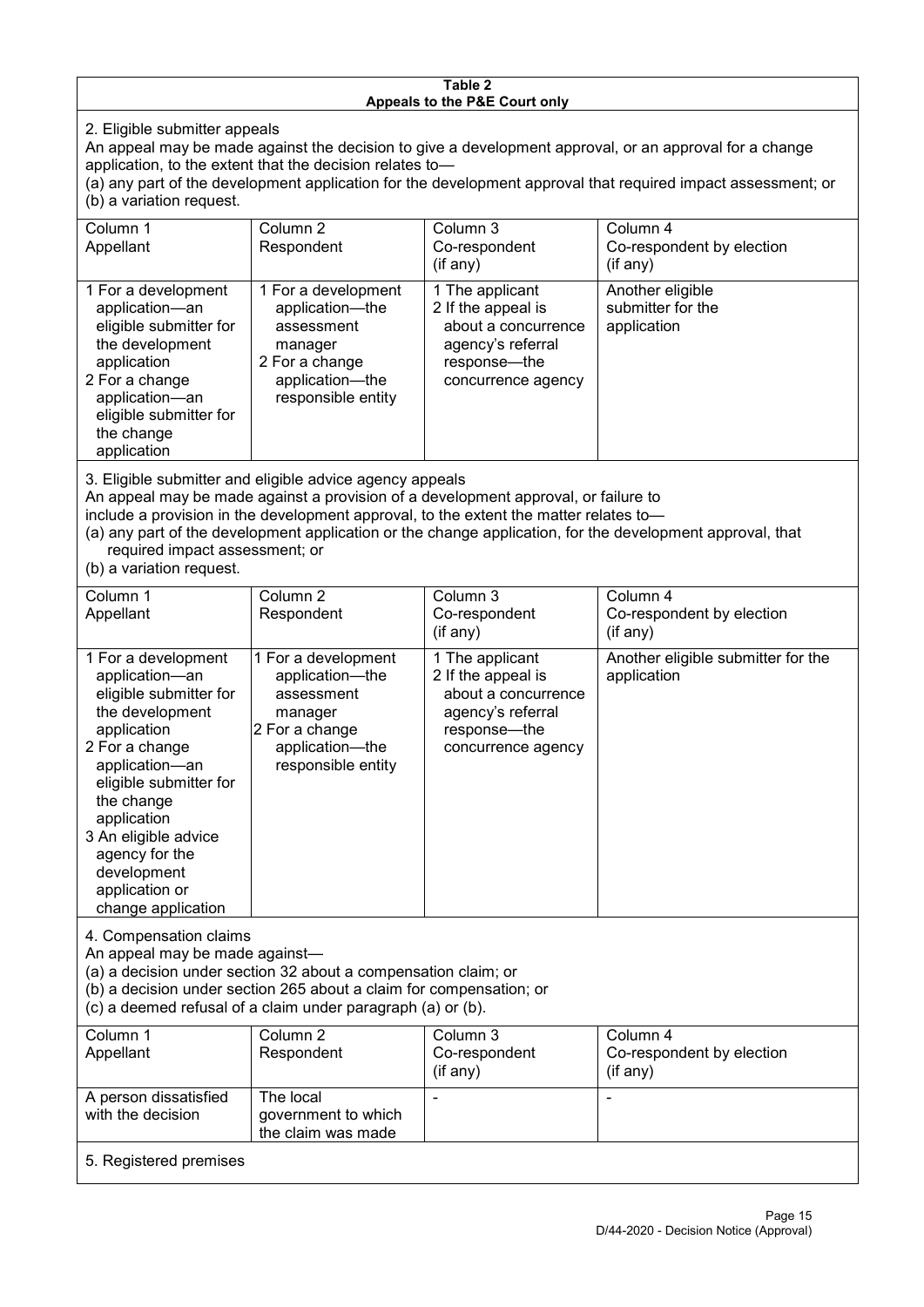**Table 2**
**Appeals to the P&E Court only**

2. Eligible submitter appeals

An appeal may be made against the decision to give a development approval, or an approval for a change application, to the extent that the decision relates to—

(a) any part of the development application for the development approval that required impact assessment; or

(b) a variation request.

| Column 1<br>Appellant | Column 2<br>Respondent | Column 3<br>Co-respondent<br>(if any) | Column 4<br>Co-respondent by election<br>(if any) |
|---|---|---|---|
| 1 For a development application—an eligible submitter for the development application<br>2 For a change application—an eligible submitter for the change application | 1 For a development application—the assessment manager<br>2 For a change application—the responsible entity | 1 The applicant<br>2 If the appeal is about a concurrence agency's referral response—the concurrence agency | Another eligible submitter for the application |

3. Eligible submitter and eligible advice agency appeals

An appeal may be made against a provision of a development approval, or failure to include a provision in the development approval, to the extent the matter relates to—

(a) any part of the development application or the change application, for the development approval, that required impact assessment; or

(b) a variation request.

| Column 1<br>Appellant | Column 2<br>Respondent | Column 3<br>Co-respondent<br>(if any) | Column 4<br>Co-respondent by election<br>(if any) |
|---|---|---|---|
| 1 For a development application—an eligible submitter for the development application<br>2 For a change application—an eligible submitter for the change application<br>3 An eligible advice agency for the development application or change application | 1 For a development application—the assessment manager<br>2 For a change application—the responsible entity | 1 The applicant<br>2 If the appeal is about a concurrence agency's referral response—the concurrence agency | Another eligible submitter for the application |

4. Compensation claims

An appeal may be made against—

(a) a decision under section 32 about a compensation claim; or

(b) a decision under section 265 about a claim for compensation; or

(c) a deemed refusal of a claim under paragraph (a) or (b).

| Column 1<br>Appellant | Column 2<br>Respondent | Column 3<br>Co-respondent<br>(if any) | Column 4<br>Co-respondent by election<br>(if any) |
|---|---|---|---|
| A person dissatisfied with the decision | The local government to which the claim was made | - | - |

5. Registered premises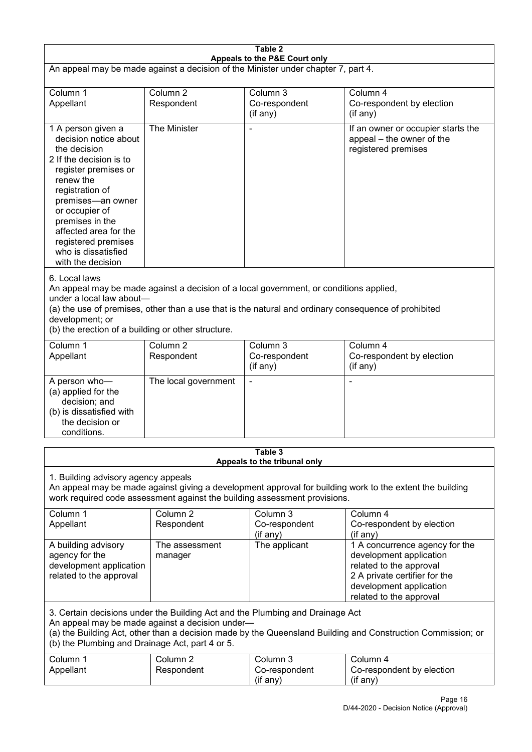**Table 2**
**Appeals to the P&E Court only**

An appeal may be made against a decision of the Minister under chapter 7, part 4.

| Column 1<br>Appellant | Column 2<br>Respondent | Column 3<br>Co-respondent (if any) | Column 4<br>Co-respondent by election (if any) |
|---|---|---|---|
| 1 A person given a decision notice about the decision<br>2 If the decision is to register premises or renew the registration of premises—an owner or occupier of premises in the affected area for the registered premises who is dissatisfied with the decision | The Minister | - | If an owner or occupier starts the appeal – the owner of the registered premises |

6. Local laws

An appeal may be made against a decision of a local government, or conditions applied, under a local law about—

(a) the use of premises, other than a use that is the natural and ordinary consequence of prohibited development; or

(b) the erection of a building or other structure.

| Column 1<br>Appellant | Column 2<br>Respondent | Column 3<br>Co-respondent (if any) | Column 4<br>Co-respondent by election (if any) |
|---|---|---|---|
| A person who—<br>(a) applied for the decision; and<br>(b) is dissatisfied with the decision or conditions. | The local government | - | - |

**Table 3**
**Appeals to the tribunal only**

1. Building advisory agency appeals

An appeal may be made against giving a development approval for building work to the extent the building work required code assessment against the building assessment provisions.

| Column 1<br>Appellant | Column 2<br>Respondent | Column 3<br>Co-respondent (if any) | Column 4<br>Co-respondent by election (if any) |
|---|---|---|---|
| A building advisory agency for the development application related to the approval | The assessment manager | The applicant | 1 A concurrence agency for the development application related to the approval<br>2 A private certifier for the development application related to the approval |

3. Certain decisions under the Building Act and the Plumbing and Drainage Act

An appeal may be made against a decision under—

(a) the Building Act, other than a decision made by the Queensland Building and Construction Commission; or

(b) the Plumbing and Drainage Act, part 4 or 5.

| Column 1<br>Appellant | Column 2<br>Respondent | Column 3<br>Co-respondent (if any) | Column 4<br>Co-respondent by election (if any) |
|---|---|---|---|

D/44-2020 - Decision Notice (Approval)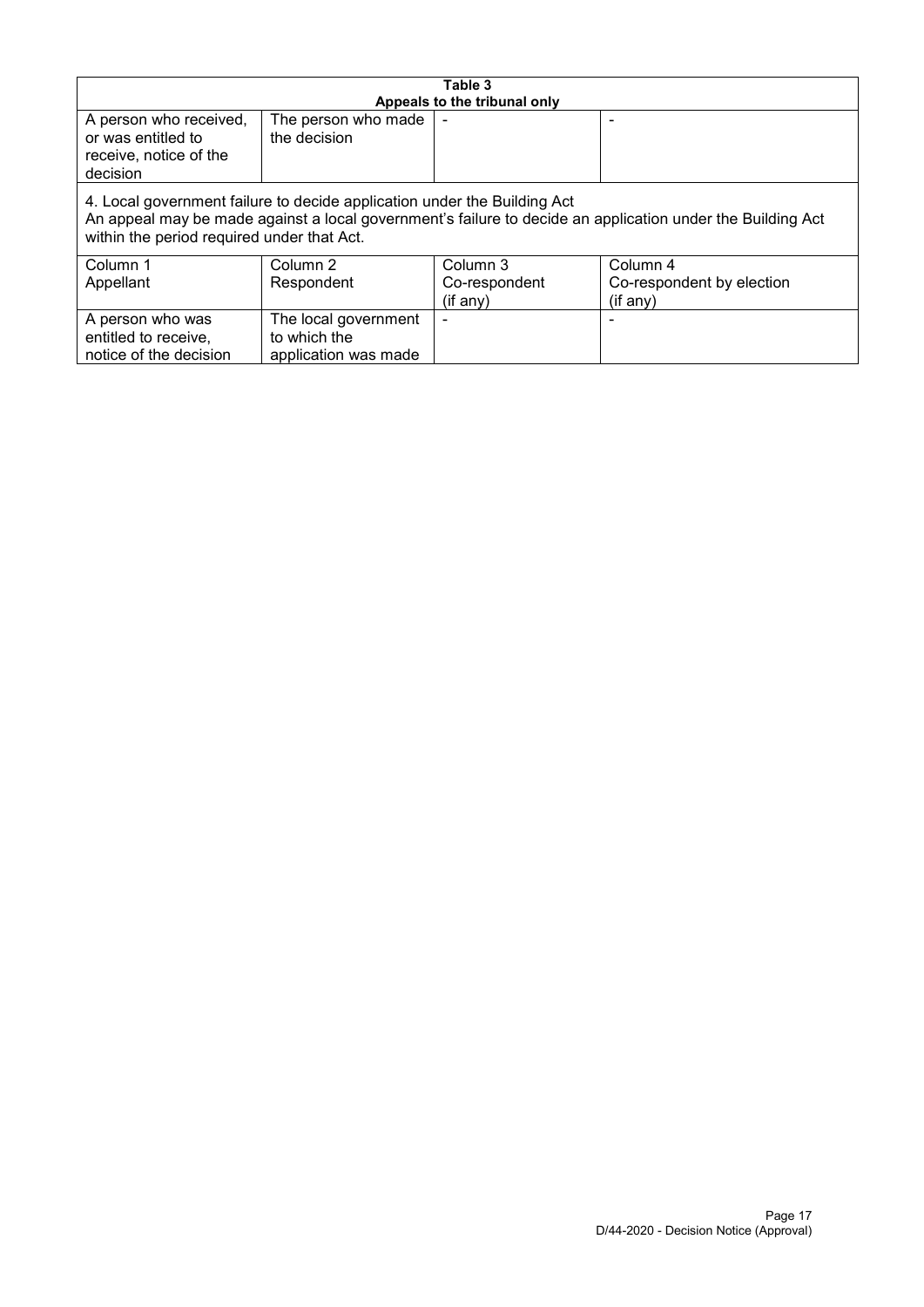| Table 3 Appeals to the tribunal only | | | |
|---|---|---|---|
| A person who received, or was entitled to receive, notice of the decision | The person who made the decision | - | - |

4. Local government failure to decide application under the Building Act
An appeal may be made against a local government's failure to decide an application under the Building Act within the period required under that Act.

| Column 1 Appellant | Column 2 Respondent | Column 3 Co-respondent (if any) | Column 4 Co-respondent by election (if any) |
|---|---|---|---|
| A person who was entitled to receive, notice of the decision | The local government to which the application was made | - | - |